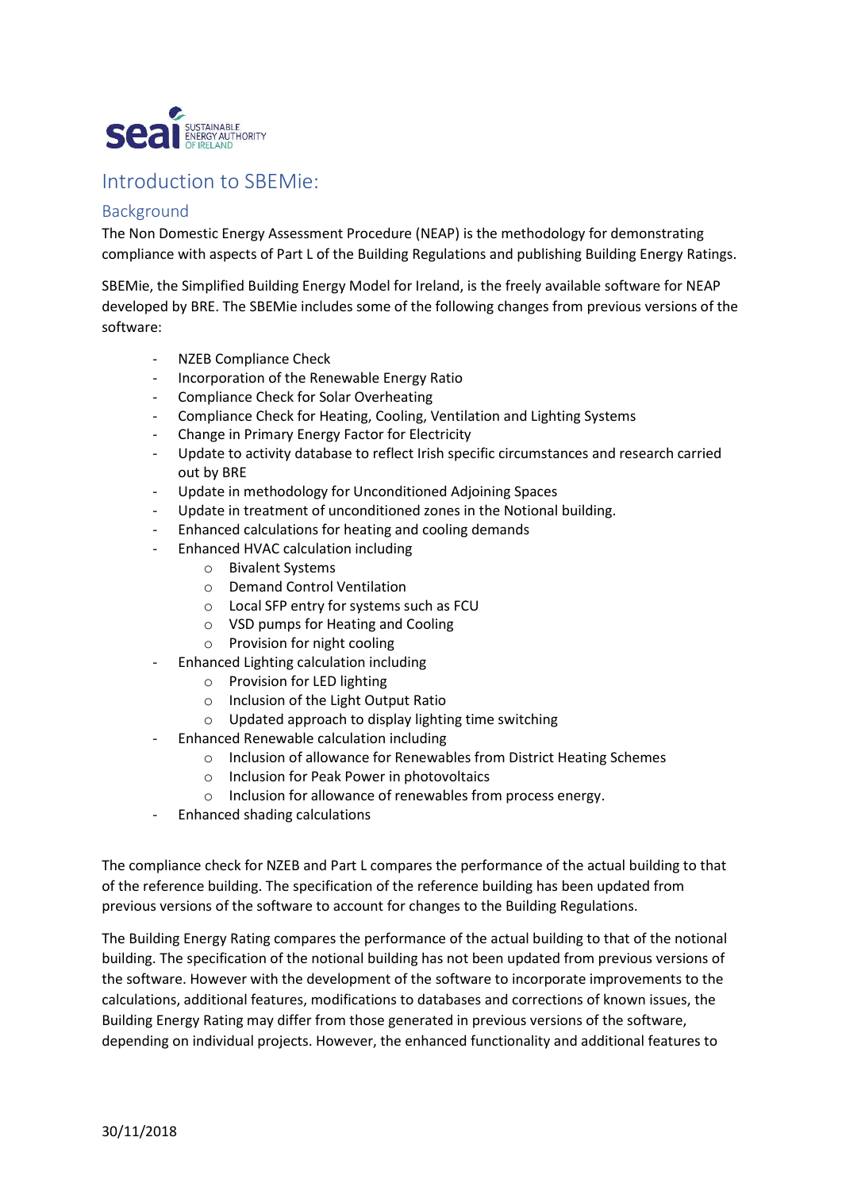# Introduction to SBEMie:

## Background

The Non Domestic Energy Assessment Procedure (NEAP) is the methodology for demonstrating compliance with aspects of Part L of the Building Regulations and publishing Building Energy Ratings.

SBEMie, the Simplified Building Energy Model for Ireland, is the freely available software for NEAP developed by BRE. The SBEMie includes some of the following changes from previous versions of the software:

- NZEB Compliance Check
- Incorporation of the Renewable Energy Ratio
- Compliance Check for Solar Overheating
- Compliance Check for Heating, Cooling, Ventilation and Lighting Systems
- Change in Primary Energy Factor for Electricity
- Update to activity database to reflect Irish specific circumstances and research carried out by BRE
- Update in methodology for Unconditioned Adjoining Spaces
- Update in treatment of unconditioned zones in the Notional building.
- Enhanced calculations for heating and cooling demands
- Enhanced HVAC calculation including
  - Bivalent Systems
  - Demand Control Ventilation
  - Local SFP entry for systems such as FCU
  - VSD pumps for Heating and Cooling
  - Provision for night cooling
- Enhanced Lighting calculation including
  - Provision for LED lighting
  - Inclusion of the Light Output Ratio
  - Updated approach to display lighting time switching
- Enhanced Renewable calculation including
  - Inclusion of allowance for Renewables from District Heating Schemes
  - Inclusion for Peak Power in photovoltaics
  - Inclusion for allowance of renewables from process energy.
- Enhanced shading calculations

The compliance check for NZEB and Part L compares the performance of the actual building to that of the reference building. The specification of the reference building has been updated from previous versions of the software to account for changes to the Building Regulations.

The Building Energy Rating compares the performance of the actual building to that of the notional building. The specification of the notional building has not been updated from previous versions of the software. However with the development of the software to incorporate improvements to the calculations, additional features, modifications to databases and corrections of known issues, the Building Energy Rating may differ from those generated in previous versions of the software, depending on individual projects. However, the enhanced functionality and additional features to

30/11/2018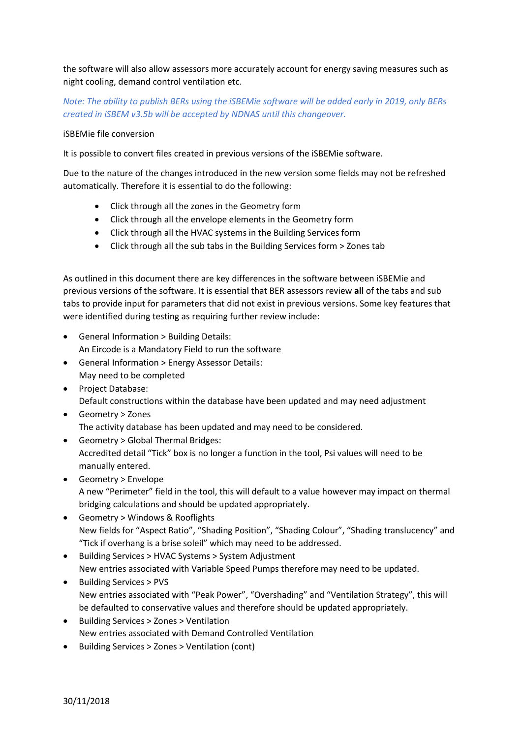the software will also allow assessors more accurately account for energy saving measures such as night cooling, demand control ventilation etc.

*Note: The ability to publish BERs using the iSBEMie software will be added early in 2019, only BERs created in iSBEM v3.5b will be accepted by NDNAS until this changeover.*

iSBEMie file conversion

It is possible to convert files created in previous versions of the iSBEMie software.

Due to the nature of the changes introduced in the new version some fields may not be refreshed automatically. Therefore it is essential to do the following:

- Click through all the zones in the Geometry form
- Click through all the envelope elements in the Geometry form
- Click through all the HVAC systems in the Building Services form
- Click through all the sub tabs in the Building Services form > Zones tab

As outlined in this document there are key differences in the software between iSBEMie and previous versions of the software. It is essential that BER assessors review **all** of the tabs and sub tabs to provide input for parameters that did not exist in previous versions. Some key features that were identified during testing as requiring further review include:

- General Information > Building Details:
  An Eircode is a Mandatory Field to run the software
- General Information > Energy Assessor Details:
  May need to be completed
- Project Database:
  Default constructions within the database have been updated and may need adjustment
- Geometry > Zones
  The activity database has been updated and may need to be considered.
- Geometry > Global Thermal Bridges:
  Accredited detail "Tick" box is no longer a function in the tool, Psi values will need to be manually entered.
- Geometry > Envelope
  A new "Perimeter" field in the tool, this will default to a value however may impact on thermal bridging calculations and should be updated appropriately.
- Geometry > Windows & Rooflights
  New fields for "Aspect Ratio", "Shading Position", "Shading Colour", "Shading translucency" and "Tick if overhang is a brise soleil" which may need to be addressed.
- Building Services > HVAC Systems > System Adjustment
  New entries associated with Variable Speed Pumps therefore may need to be updated.
- Building Services > PVS
  New entries associated with "Peak Power", "Overshading" and "Ventilation Strategy", this will be defaulted to conservative values and therefore should be updated appropriately.
- Building Services > Zones > Ventilation
  New entries associated with Demand Controlled Ventilation
- Building Services > Zones > Ventilation (cont)

30/11/2018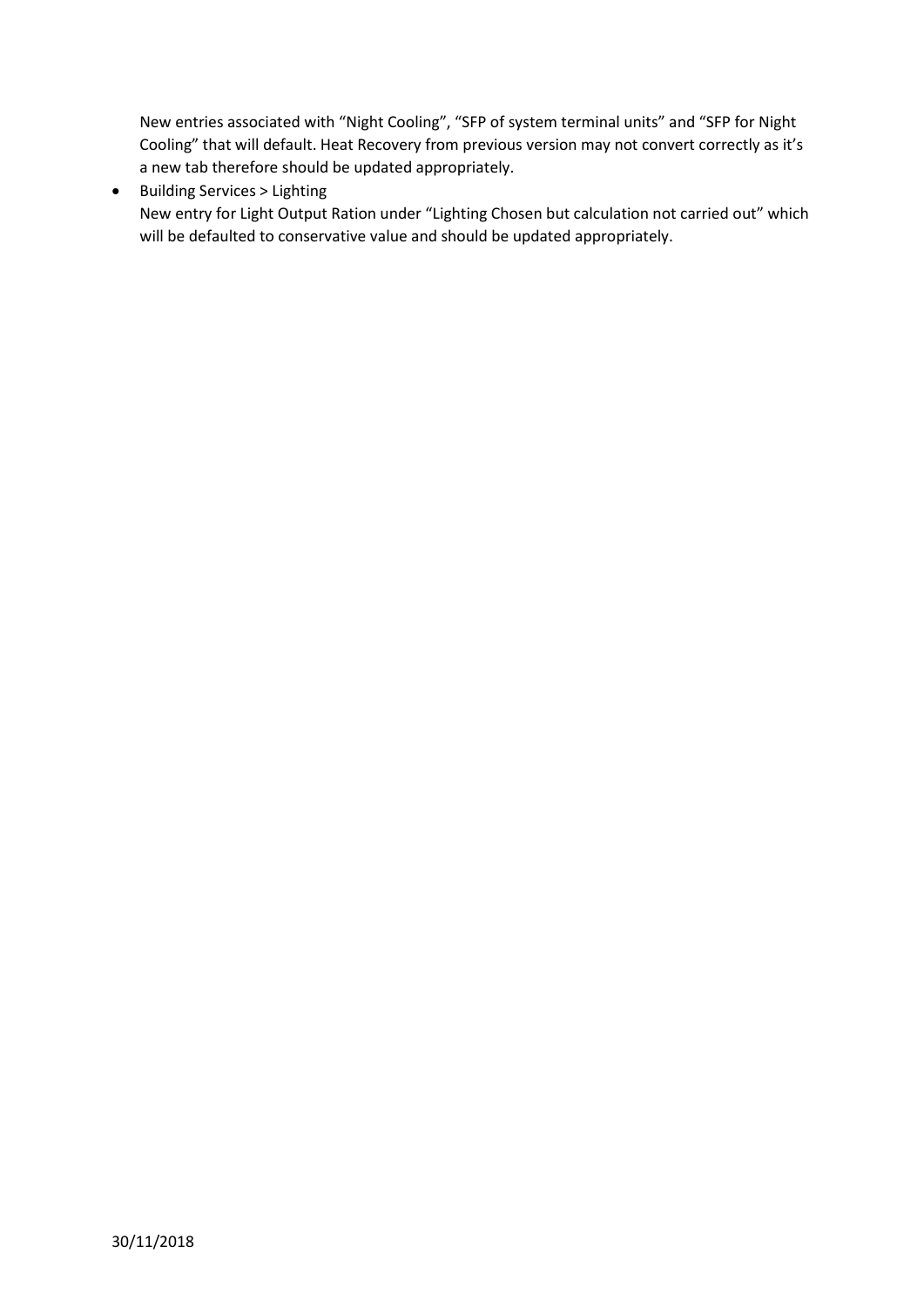New entries associated with "Night Cooling", "SFP of system terminal units" and "SFP for Night Cooling" that will default. Heat Recovery from previous version may not convert correctly as it's a new tab therefore should be updated appropriately.

- Building Services > Lighting
  New entry for Light Output Ration under "Lighting Chosen but calculation not carried out" which will be defaulted to conservative value and should be updated appropriately.

30/11/2018